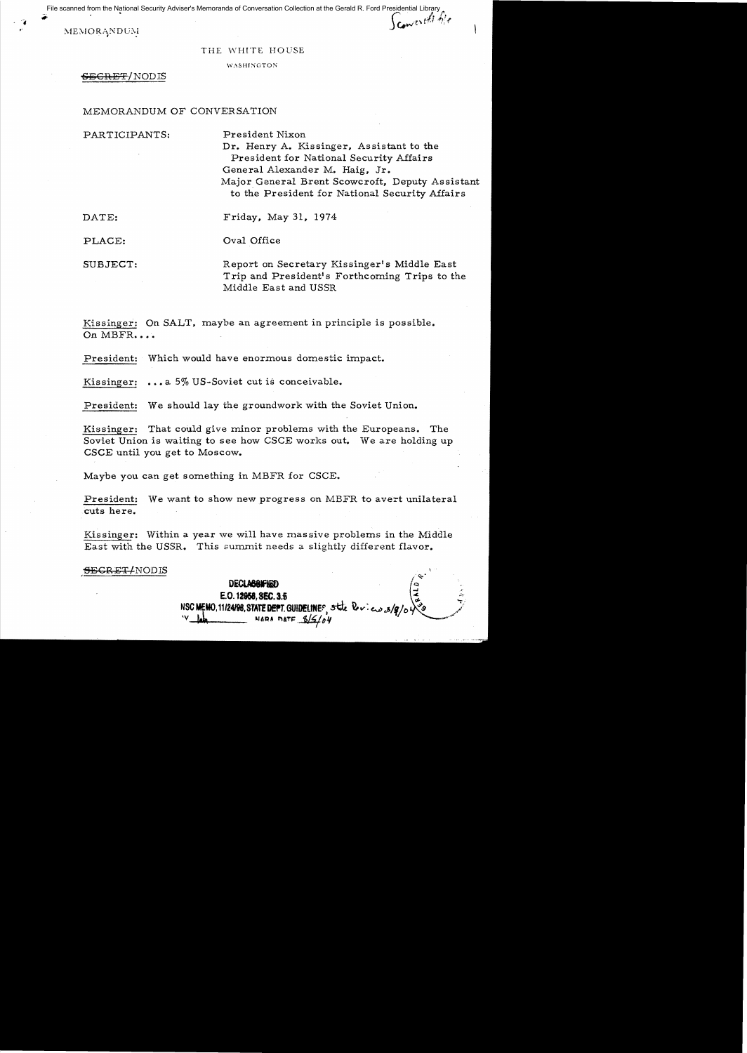File scanned from the National Security Adviser's Memoranda of Conversation Collection at the Gerald R. Ford Presidential Library

MEMORANDUM

Scowcroft file

THE WHITE HOUSE

WASHINGTON

~~SECRET~~/NODIS

MEMORANDUM OF CONVERSATION

PARTICIPANTS: President Nixon
Dr. Henry A. Kissinger, Assistant to the President for National Security Affairs
General Alexander M. Haig, Jr.
Major General Brent Scowcroft, Deputy Assistant to the President for National Security Affairs

DATE: Friday, May 31, 1974

PLACE: Oval Office

SUBJECT: Report on Secretary Kissinger's Middle East Trip and President's Forthcoming Trips to the Middle East and USSR

Kissinger: On SALT, maybe an agreement in principle is possible. On MBFR....

President: Which would have enormous domestic impact.

Kissinger: ...a 5% US-Soviet cut is conceivable.

President: We should lay the groundwork with the Soviet Union.

Kissinger: That could give minor problems with the Europeans. The Soviet Union is waiting to see how CSCE works out. We are holding up CSCE until you get to Moscow.

Maybe you can get something in MBFR for CSCE.

President: We want to show new progress on MBFR to avert unilateral cuts here.

Kissinger: Within a year we will have massive problems in the Middle East with the USSR. This summit needs a slightly different flavor.

~~SECRET~~/NODIS

DECLASSIFIED
E.O. 12958, SEC. 3.5
NSC MEMO, 11/24/98, STATE DEPT. GUIDELINES, State Review 3/8/04
BY lah NARA DATE 8/5/04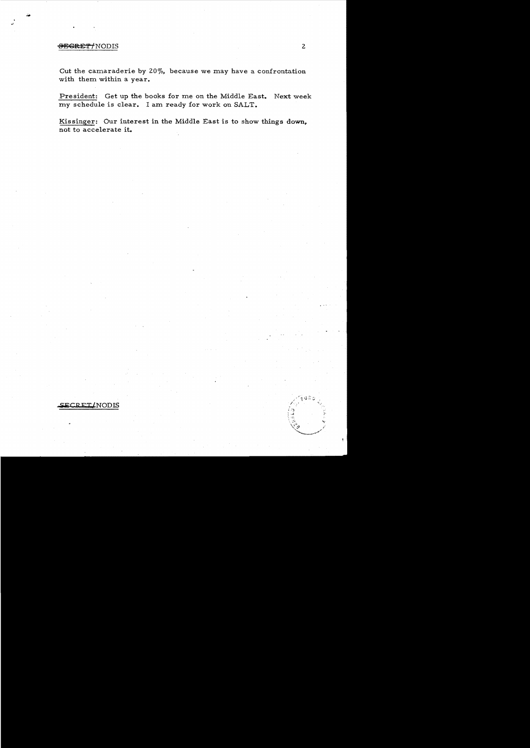Cut the camaraderie by 20%, because we may have a confrontation with them within a year.

President: Get up the books for me on the Middle East. Next week my schedule is clear. I am ready for work on SALT.

Kissinger: Our interest in the Middle East is to show things down, not to accelerate it.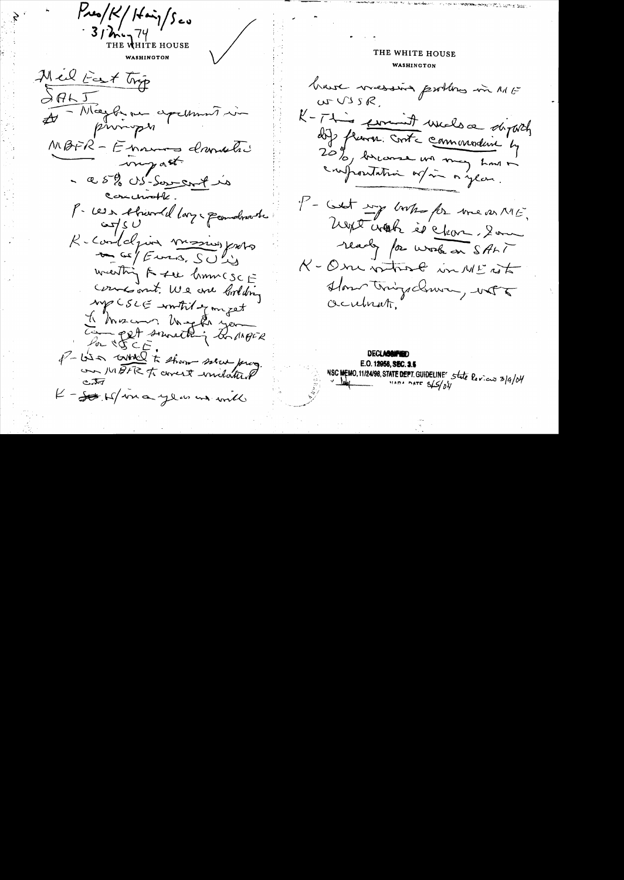Pres/K/Haig/Scow
3 Mar 74

THE WHITE HOUSE
WASHINGTON

Mid East trip
SALT
A - Maybe an agreement in principle
MBFR - Ensures domestic impact
- a 5% US-Sov cut is conceivable.
P - We should not lay groundwork w/ SU
K - Could give missing parts w/ Europe. SU is wanting to see how CSCE comes out. We are holding up CSCE until we get to Moscow. Maybe you can get something on MBFR for CSCE.
P - We would to show some prog. on MBFR to avert unilateral cuts
K - W/in a year we will

THE WHITE HOUSE
WASHINGTON

have massive problems in ME w/ USSR.
K - This summit will be a dispatch of forces. Contra commentary by 20%, because we may have a confrontation w/in a year.
P - Get my books for me on ME. Next week is clear. I am ready for work on SALT
K - Our interest in ME is to slow things down, not to accelerate.

DECLASSIFIED
E.O. 12958, SEC. 3.5
NSC MEMO, 11/24/98, STATE DEPT. GUIDELINES State Review 3/9/04
NARA DATE 6/5/04